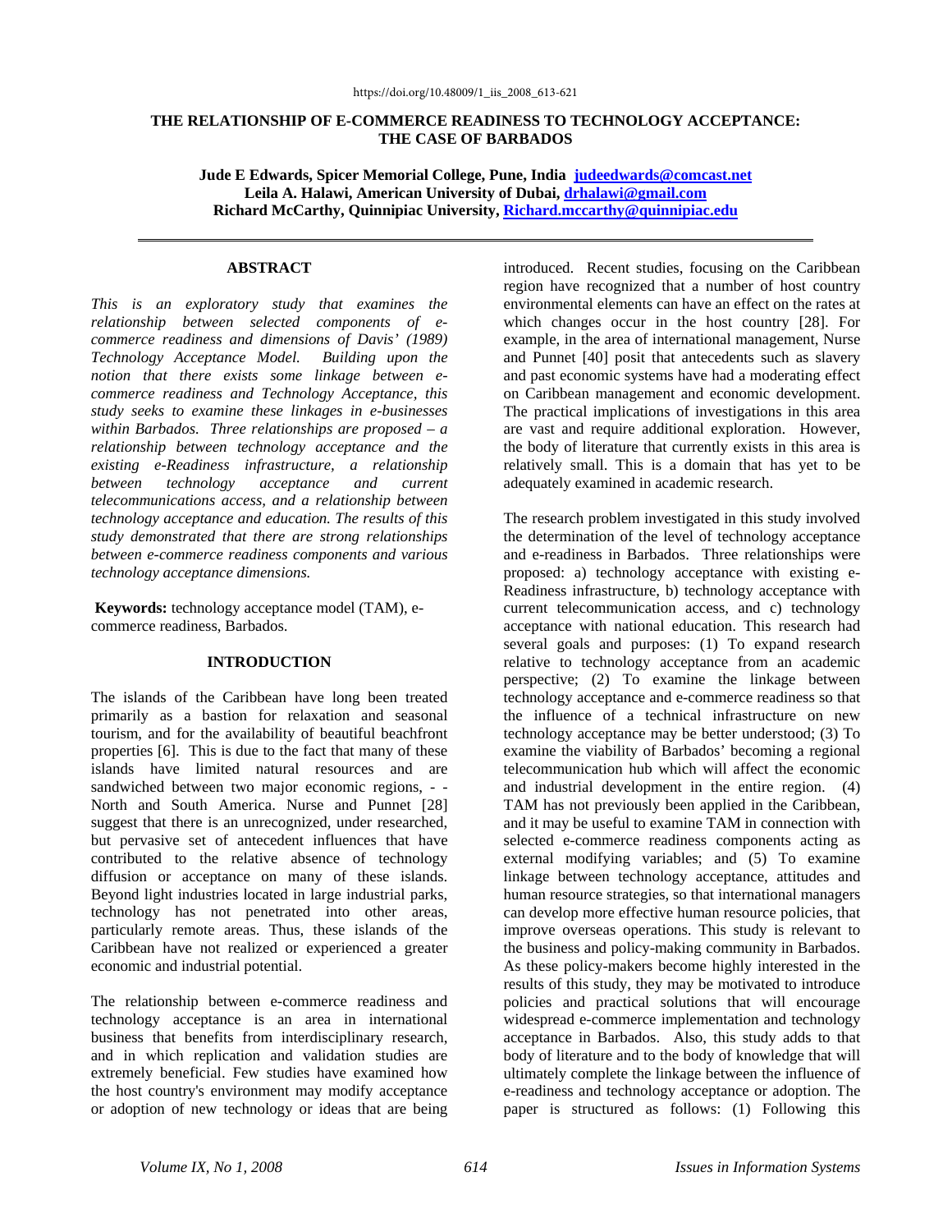https://doi.org/10.48009/1_iis_2008_613-621

# THE RELATIONSHIP OF E-COMMERCE READINESS TO TECHNOLOGY ACCEPTANCE: THE CASE OF BARBADOS

**Jude E Edwards, Spicer Memorial College, Pune, India judeedwards@comcast.net**
**Leila A. Halawi, American University of Dubai, drhalawi@gmail.com**
**Richard McCarthy, Quinnipiac University, Richard.mccarthy@quinnipiac.edu**

---

## ABSTRACT

*This is an exploratory study that examines the relationship between selected components of e-commerce readiness and dimensions of Davis' (1989) Technology Acceptance Model. Building upon the notion that there exists some linkage between e-commerce readiness and Technology Acceptance, this study seeks to examine these linkages in e-businesses within Barbados. Three relationships are proposed – a relationship between technology acceptance and the existing e-Readiness infrastructure, a relationship between technology acceptance and current telecommunications access, and a relationship between technology acceptance and education. The results of this study demonstrated that there are strong relationships between e-commerce readiness components and various technology acceptance dimensions.*

**Keywords:** technology acceptance model (TAM), e-commerce readiness, Barbados.

## INTRODUCTION

The islands of the Caribbean have long been treated primarily as a bastion for relaxation and seasonal tourism, and for the availability of beautiful beachfront properties [6]. This is due to the fact that many of these islands have limited natural resources and are sandwiched between two major economic regions, - - North and South America. Nurse and Punnet [28] suggest that there is an unrecognized, under researched, but pervasive set of antecedent influences that have contributed to the relative absence of technology diffusion or acceptance on many of these islands. Beyond light industries located in large industrial parks, technology has not penetrated into other areas, particularly remote areas. Thus, these islands of the Caribbean have not realized or experienced a greater economic and industrial potential.

The relationship between e-commerce readiness and technology acceptance is an area in international business that benefits from interdisciplinary research, and in which replication and validation studies are extremely beneficial. Few studies have examined how the host country's environment may modify acceptance or adoption of new technology or ideas that are being introduced. Recent studies, focusing on the Caribbean region have recognized that a number of host country environmental elements can have an effect on the rates at which changes occur in the host country [28]. For example, in the area of international management, Nurse and Punnet [40] posit that antecedents such as slavery and past economic systems have had a moderating effect on Caribbean management and economic development. The practical implications of investigations in this area are vast and require additional exploration. However, the body of literature that currently exists in this area is relatively small. This is a domain that has yet to be adequately examined in academic research.

The research problem investigated in this study involved the determination of the level of technology acceptance and e-readiness in Barbados. Three relationships were proposed: a) technology acceptance with existing e-Readiness infrastructure, b) technology acceptance with current telecommunication access, and c) technology acceptance with national education. This research had several goals and purposes: (1) To expand research relative to technology acceptance from an academic perspective; (2) To examine the linkage between technology acceptance and e-commerce readiness so that the influence of a technical infrastructure on new technology acceptance may be better understood; (3) To examine the viability of Barbados' becoming a regional telecommunication hub which will affect the economic and industrial development in the entire region. (4) TAM has not previously been applied in the Caribbean, and it may be useful to examine TAM in connection with selected e-commerce readiness components acting as external modifying variables; and (5) To examine linkage between technology acceptance, attitudes and human resource strategies, so that international managers can develop more effective human resource policies, that improve overseas operations. This study is relevant to the business and policy-making community in Barbados. As these policy-makers become highly interested in the results of this study, they may be motivated to introduce policies and practical solutions that will encourage widespread e-commerce implementation and technology acceptance in Barbados. Also, this study adds to that body of literature and to the body of knowledge that will ultimately complete the linkage between the influence of e-readiness and technology acceptance or adoption. The paper is structured as follows: (1) Following this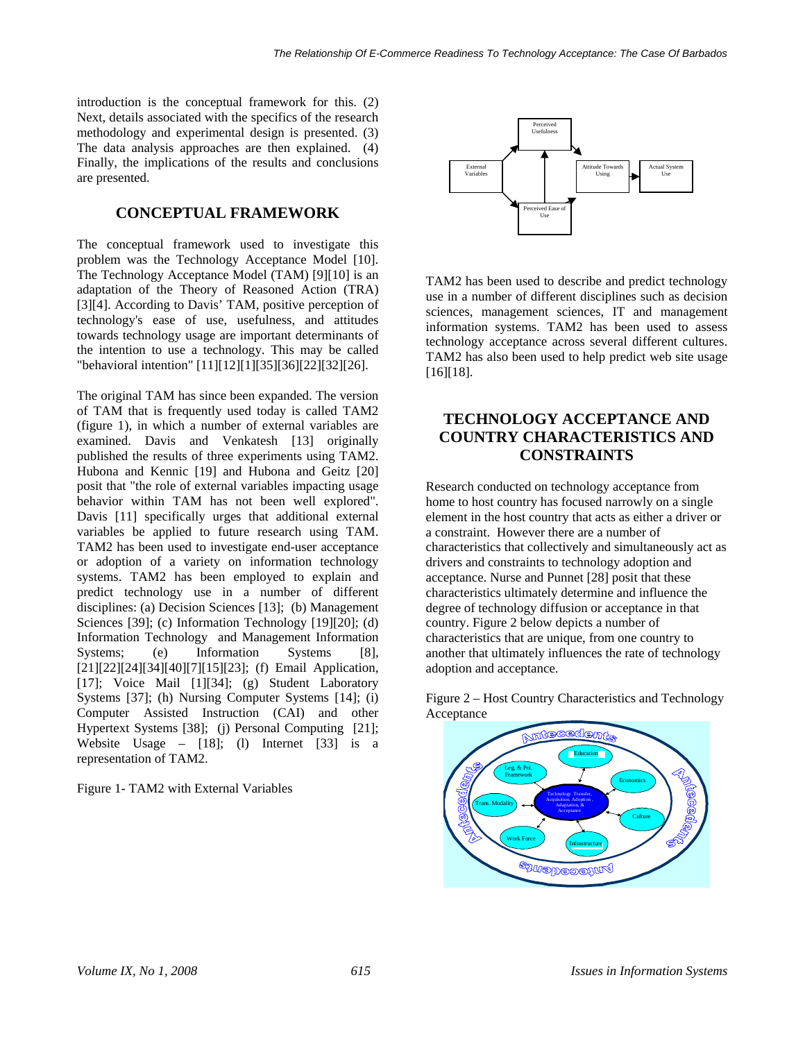introduction is the conceptual framework for this. (2) Next, details associated with the specifics of the research methodology and experimental design is presented. (3) The data analysis approaches are then explained. (4) Finally, the implications of the results and conclusions are presented.

## CONCEPTUAL FRAMEWORK

The conceptual framework used to investigate this problem was the Technology Acceptance Model [10]. The Technology Acceptance Model (TAM) [9][10] is an adaptation of the Theory of Reasoned Action (TRA) [3][4]. According to Davis' TAM, positive perception of technology's ease of use, usefulness, and attitudes towards technology usage are important determinants of the intention to use a technology. This may be called "behavioral intention" [11][12][1][35][36][22][32][26].

The original TAM has since been expanded. The version of TAM that is frequently used today is called TAM2 (figure 1), in which a number of external variables are examined. Davis and Venkatesh [13] originally published the results of three experiments using TAM2. Hubona and Kennic [19] and Hubona and Geitz [20] posit that "the role of external variables impacting usage behavior within TAM has not been well explored". Davis [11] specifically urges that additional external variables be applied to future research using TAM. TAM2 has been used to investigate end-user acceptance or adoption of a variety on information technology systems. TAM2 has been employed to explain and predict technology use in a number of different disciplines: (a) Decision Sciences [13]; (b) Management Sciences [39]; (c) Information Technology [19][20]; (d) Information Technology and Management Information Systems; (e) Information Systems [8], [21][22][24][34][40][7][15][23]; (f) Email Application, [17]; Voice Mail [1][34]; (g) Student Laboratory Systems [37]; (h) Nursing Computer Systems [14]; (i) Computer Assisted Instruction (CAI) and other Hypertext Systems [38]; (j) Personal Computing [21]; Website Usage – [18]; (l) Internet [33] is a representation of TAM2.

Figure 1- TAM2 with External Variables

TAM2 has been used to describe and predict technology use in a number of different disciplines such as decision sciences, management sciences, IT and management information systems. TAM2 has been used to assess technology acceptance across several different cultures. TAM2 has also been used to help predict web site usage [16][18].

## TECHNOLOGY ACCEPTANCE AND COUNTRY CHARACTERISTICS AND CONSTRAINTS

Research conducted on technology acceptance from home to host country has focused narrowly on a single element in the host country that acts as either a driver or a constraint. However there are a number of characteristics that collectively and simultaneously act as drivers and constraints to technology adoption and acceptance. Nurse and Punnet [28] posit that these characteristics ultimately determine and influence the degree of technology diffusion or acceptance in that country. Figure 2 below depicts a number of characteristics that are unique, from one country to another that ultimately influences the rate of technology adoption and acceptance.

Figure 2 – Host Country Characteristics and Technology Acceptance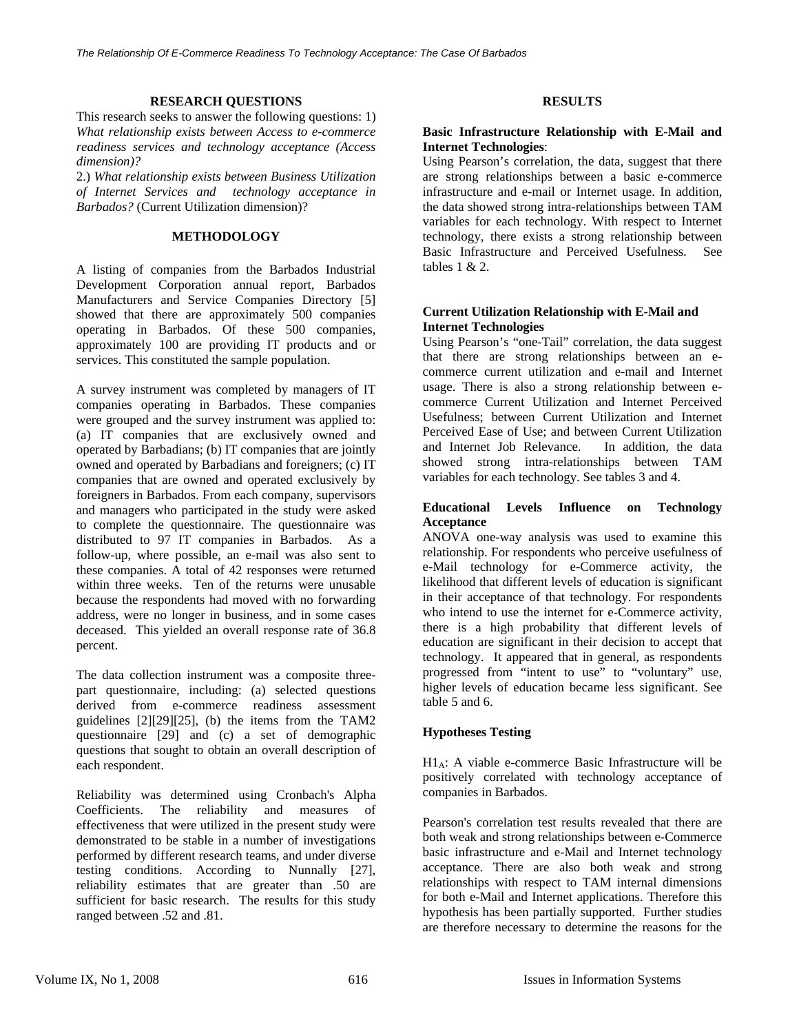## RESEARCH QUESTIONS

This research seeks to answer the following questions: 1) *What relationship exists between Access to e-commerce readiness services and technology acceptance (Access dimension)?*

2.) *What relationship exists between Business Utilization of Internet Services and technology acceptance in Barbados?* (Current Utilization dimension)?

## METHODOLOGY

A listing of companies from the Barbados Industrial Development Corporation annual report, Barbados Manufacturers and Service Companies Directory [5] showed that there are approximately 500 companies operating in Barbados. Of these 500 companies, approximately 100 are providing IT products and or services. This constituted the sample population.

A survey instrument was completed by managers of IT companies operating in Barbados. These companies were grouped and the survey instrument was applied to: (a) IT companies that are exclusively owned and operated by Barbadians; (b) IT companies that are jointly owned and operated by Barbadians and foreigners; (c) IT companies that are owned and operated exclusively by foreigners in Barbados. From each company, supervisors and managers who participated in the study were asked to complete the questionnaire. The questionnaire was distributed to 97 IT companies in Barbados. As a follow-up, where possible, an e-mail was also sent to these companies. A total of 42 responses were returned within three weeks. Ten of the returns were unusable because the respondents had moved with no forwarding address, were no longer in business, and in some cases deceased. This yielded an overall response rate of 36.8 percent.

The data collection instrument was a composite three-part questionnaire, including: (a) selected questions derived from e-commerce readiness assessment guidelines [2][29][25], (b) the items from the TAM2 questionnaire [29] and (c) a set of demographic questions that sought to obtain an overall description of each respondent.

Reliability was determined using Cronbach's Alpha Coefficients. The reliability and measures of effectiveness that were utilized in the present study were demonstrated to be stable in a number of investigations performed by different research teams, and under diverse testing conditions. According to Nunnally [27], reliability estimates that are greater than .50 are sufficient for basic research. The results for this study ranged between .52 and .81.

## RESULTS

### Basic Infrastructure Relationship with E-Mail and Internet Technologies:

Using Pearson's correlation, the data, suggest that there are strong relationships between a basic e-commerce infrastructure and e-mail or Internet usage. In addition, the data showed strong intra-relationships between TAM variables for each technology. With respect to Internet technology, there exists a strong relationship between Basic Infrastructure and Perceived Usefulness. See tables 1 & 2.

### Current Utilization Relationship with E-Mail and Internet Technologies

Using Pearson's "one-Tail" correlation, the data suggest that there are strong relationships between an e-commerce current utilization and e-mail and Internet usage. There is also a strong relationship between e-commerce Current Utilization and Internet Perceived Usefulness; between Current Utilization and Internet Perceived Ease of Use; and between Current Utilization and Internet Job Relevance. In addition, the data showed strong intra-relationships between TAM variables for each technology. See tables 3 and 4.

### Educational Levels Influence on Technology Acceptance

ANOVA one-way analysis was used to examine this relationship. For respondents who perceive usefulness of e-Mail technology for e-Commerce activity, the likelihood that different levels of education is significant in their acceptance of that technology. For respondents who intend to use the internet for e-Commerce activity, there is a high probability that different levels of education are significant in their decision to accept that technology. It appeared that in general, as respondents progressed from "intent to use" to "voluntary" use, higher levels of education became less significant. See table 5 and 6.

### Hypotheses Testing

$H1_A$: A viable e-commerce Basic Infrastructure will be positively correlated with technology acceptance of companies in Barbados.

Pearson's correlation test results revealed that there are both weak and strong relationships between e-Commerce basic infrastructure and e-Mail and Internet technology acceptance. There are also both weak and strong relationships with respect to TAM internal dimensions for both e-Mail and Internet applications. Therefore this hypothesis has been partially supported. Further studies are therefore necessary to determine the reasons for the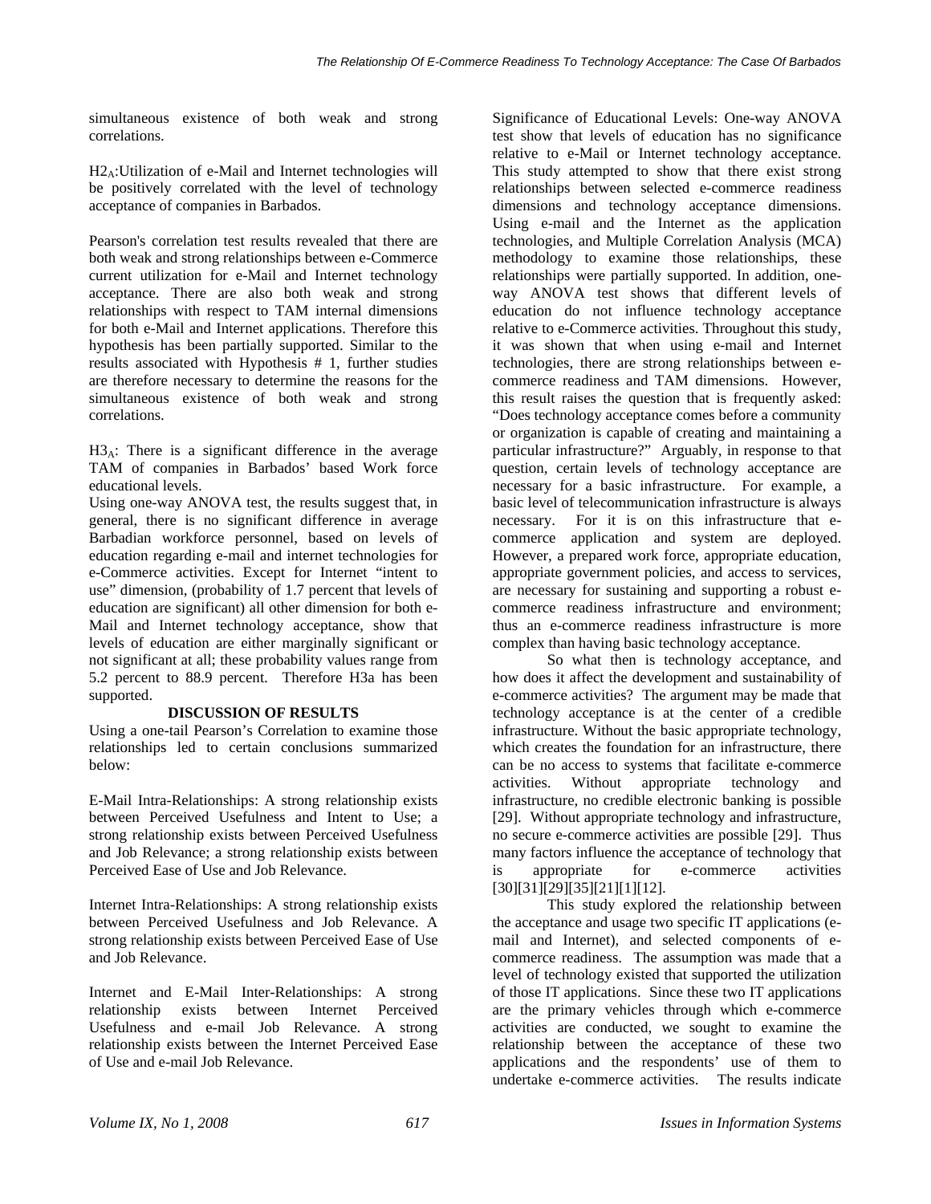simultaneous existence of both weak and strong correlations.

$H2_A$:Utilization of e-Mail and Internet technologies will be positively correlated with the level of technology acceptance of companies in Barbados.

Pearson's correlation test results revealed that there are both weak and strong relationships between e-Commerce current utilization for e-Mail and Internet technology acceptance. There are also both weak and strong relationships with respect to TAM internal dimensions for both e-Mail and Internet applications. Therefore this hypothesis has been partially supported. Similar to the results associated with Hypothesis # 1, further studies are therefore necessary to determine the reasons for the simultaneous existence of both weak and strong correlations.

$H3_A$: There is a significant difference in the average TAM of companies in Barbados' based Work force educational levels.

Using one-way ANOVA test, the results suggest that, in general, there is no significant difference in average Barbadian workforce personnel, based on levels of education regarding e-mail and internet technologies for e-Commerce activities. Except for Internet "intent to use" dimension, (probability of 1.7 percent that levels of education are significant) all other dimension for both e-Mail and Internet technology acceptance, show that levels of education are either marginally significant or not significant at all; these probability values range from 5.2 percent to 88.9 percent. Therefore H3a has been supported.

## DISCUSSION OF RESULTS

Using a one-tail Pearson's Correlation to examine those relationships led to certain conclusions summarized below:

E-Mail Intra-Relationships: A strong relationship exists between Perceived Usefulness and Intent to Use; a strong relationship exists between Perceived Usefulness and Job Relevance; a strong relationship exists between Perceived Ease of Use and Job Relevance.

Internet Intra-Relationships: A strong relationship exists between Perceived Usefulness and Job Relevance. A strong relationship exists between Perceived Ease of Use and Job Relevance.

Internet and E-Mail Inter-Relationships: A strong relationship exists between Internet Perceived Usefulness and e-mail Job Relevance. A strong relationship exists between the Internet Perceived Ease of Use and e-mail Job Relevance.

Significance of Educational Levels: One-way ANOVA test show that levels of education has no significance relative to e-Mail or Internet technology acceptance. This study attempted to show that there exist strong relationships between selected e-commerce readiness dimensions and technology acceptance dimensions. Using e-mail and the Internet as the application technologies, and Multiple Correlation Analysis (MCA) methodology to examine those relationships, these relationships were partially supported. In addition, one-way ANOVA test shows that different levels of education do not influence technology acceptance relative to e-Commerce activities. Throughout this study, it was shown that when using e-mail and Internet technologies, there are strong relationships between e-commerce readiness and TAM dimensions. However, this result raises the question that is frequently asked: "Does technology acceptance comes before a community or organization is capable of creating and maintaining a particular infrastructure?" Arguably, in response to that question, certain levels of technology acceptance are necessary for a basic infrastructure. For example, a basic level of telecommunication infrastructure is always necessary. For it is on this infrastructure that e-commerce application and system are deployed. However, a prepared work force, appropriate education, appropriate government policies, and access to services, are necessary for sustaining and supporting a robust e-commerce readiness infrastructure and environment; thus an e-commerce readiness infrastructure is more complex than having basic technology acceptance.

So what then is technology acceptance, and how does it affect the development and sustainability of e-commerce activities? The argument may be made that technology acceptance is at the center of a credible infrastructure. Without the basic appropriate technology, which creates the foundation for an infrastructure, there can be no access to systems that facilitate e-commerce activities. Without appropriate technology and infrastructure, no credible electronic banking is possible [29]. Without appropriate technology and infrastructure, no secure e-commerce activities are possible [29]. Thus many factors influence the acceptance of technology that is appropriate for e-commerce activities [30][31][29][35][21][1][12].

This study explored the relationship between the acceptance and usage two specific IT applications (e-mail and Internet), and selected components of e-commerce readiness. The assumption was made that a level of technology existed that supported the utilization of those IT applications. Since these two IT applications are the primary vehicles through which e-commerce activities are conducted, we sought to examine the relationship between the acceptance of these two applications and the respondents' use of them to undertake e-commerce activities. The results indicate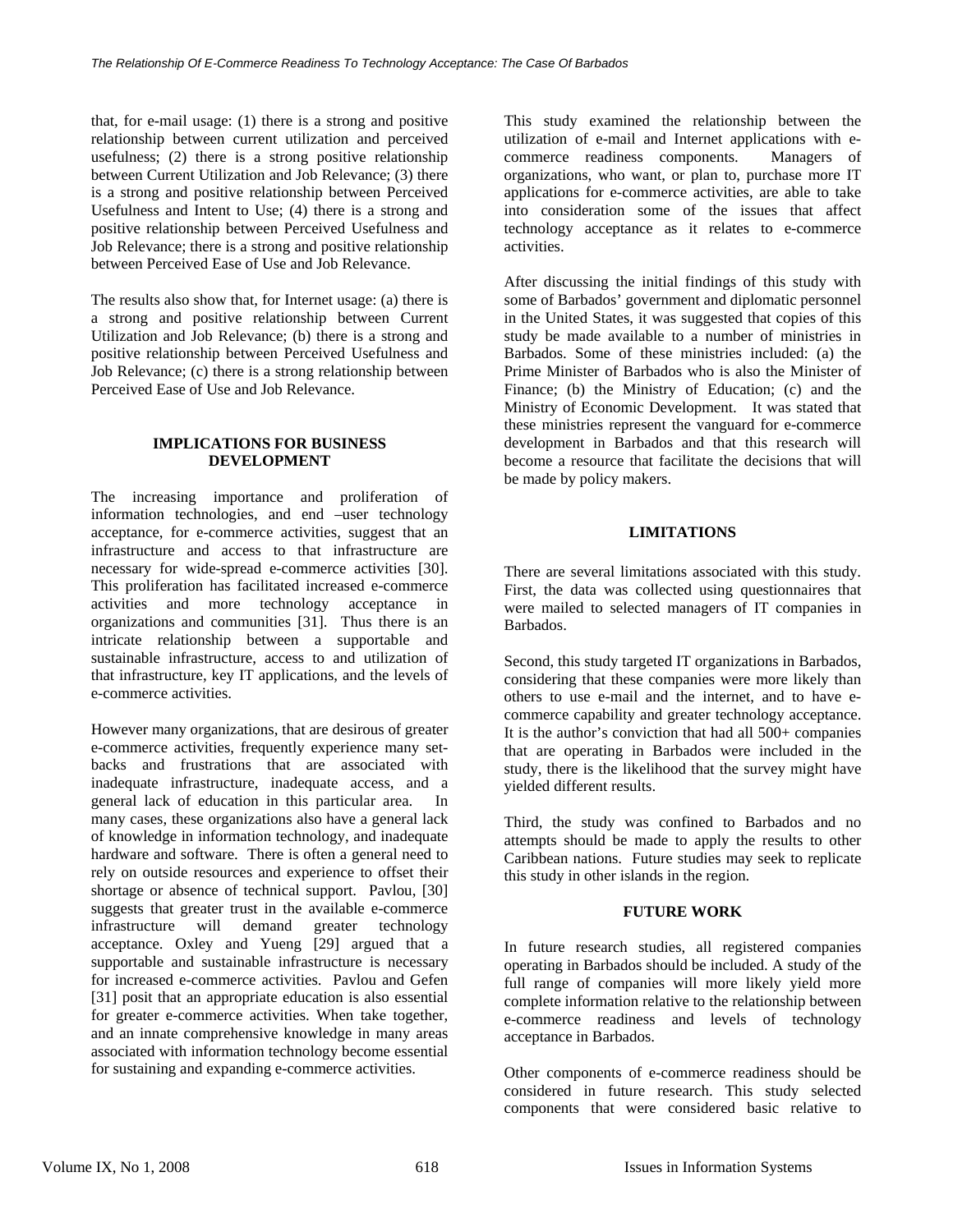that, for e-mail usage: (1) there is a strong and positive relationship between current utilization and perceived usefulness; (2) there is a strong positive relationship between Current Utilization and Job Relevance; (3) there is a strong and positive relationship between Perceived Usefulness and Intent to Use; (4) there is a strong and positive relationship between Perceived Usefulness and Job Relevance; there is a strong and positive relationship between Perceived Ease of Use and Job Relevance.

The results also show that, for Internet usage: (a) there is a strong and positive relationship between Current Utilization and Job Relevance; (b) there is a strong and positive relationship between Perceived Usefulness and Job Relevance; (c) there is a strong relationship between Perceived Ease of Use and Job Relevance.

## IMPLICATIONS FOR BUSINESS DEVELOPMENT

The increasing importance and proliferation of information technologies, and end –user technology acceptance, for e-commerce activities, suggest that an infrastructure and access to that infrastructure are necessary for wide-spread e-commerce activities [30]. This proliferation has facilitated increased e-commerce activities and more technology acceptance in organizations and communities [31]. Thus there is an intricate relationship between a supportable and sustainable infrastructure, access to and utilization of that infrastructure, key IT applications, and the levels of e-commerce activities.

However many organizations, that are desirous of greater e-commerce activities, frequently experience many set-backs and frustrations that are associated with inadequate infrastructure, inadequate access, and a general lack of education in this particular area. In many cases, these organizations also have a general lack of knowledge in information technology, and inadequate hardware and software. There is often a general need to rely on outside resources and experience to offset their shortage or absence of technical support. Pavlou, [30] suggests that greater trust in the available e-commerce infrastructure will demand greater technology acceptance. Oxley and Yueng [29] argued that a supportable and sustainable infrastructure is necessary for increased e-commerce activities. Pavlou and Gefen [31] posit that an appropriate education is also essential for greater e-commerce activities. When take together, and an innate comprehensive knowledge in many areas associated with information technology become essential for sustaining and expanding e-commerce activities.

This study examined the relationship between the utilization of e-mail and Internet applications with e-commerce readiness components. Managers of organizations, who want, or plan to, purchase more IT applications for e-commerce activities, are able to take into consideration some of the issues that affect technology acceptance as it relates to e-commerce activities.

After discussing the initial findings of this study with some of Barbados' government and diplomatic personnel in the United States, it was suggested that copies of this study be made available to a number of ministries in Barbados. Some of these ministries included: (a) the Prime Minister of Barbados who is also the Minister of Finance; (b) the Ministry of Education; (c) and the Ministry of Economic Development. It was stated that these ministries represent the vanguard for e-commerce development in Barbados and that this research will become a resource that facilitate the decisions that will be made by policy makers.

## LIMITATIONS

There are several limitations associated with this study. First, the data was collected using questionnaires that were mailed to selected managers of IT companies in Barbados.

Second, this study targeted IT organizations in Barbados, considering that these companies were more likely than others to use e-mail and the internet, and to have e-commerce capability and greater technology acceptance. It is the author's conviction that had all 500+ companies that are operating in Barbados were included in the study, there is the likelihood that the survey might have yielded different results.

Third, the study was confined to Barbados and no attempts should be made to apply the results to other Caribbean nations. Future studies may seek to replicate this study in other islands in the region.

## FUTURE WORK

In future research studies, all registered companies operating in Barbados should be included. A study of the full range of companies will more likely yield more complete information relative to the relationship between e-commerce readiness and levels of technology acceptance in Barbados.

Other components of e-commerce readiness should be considered in future research. This study selected components that were considered basic relative to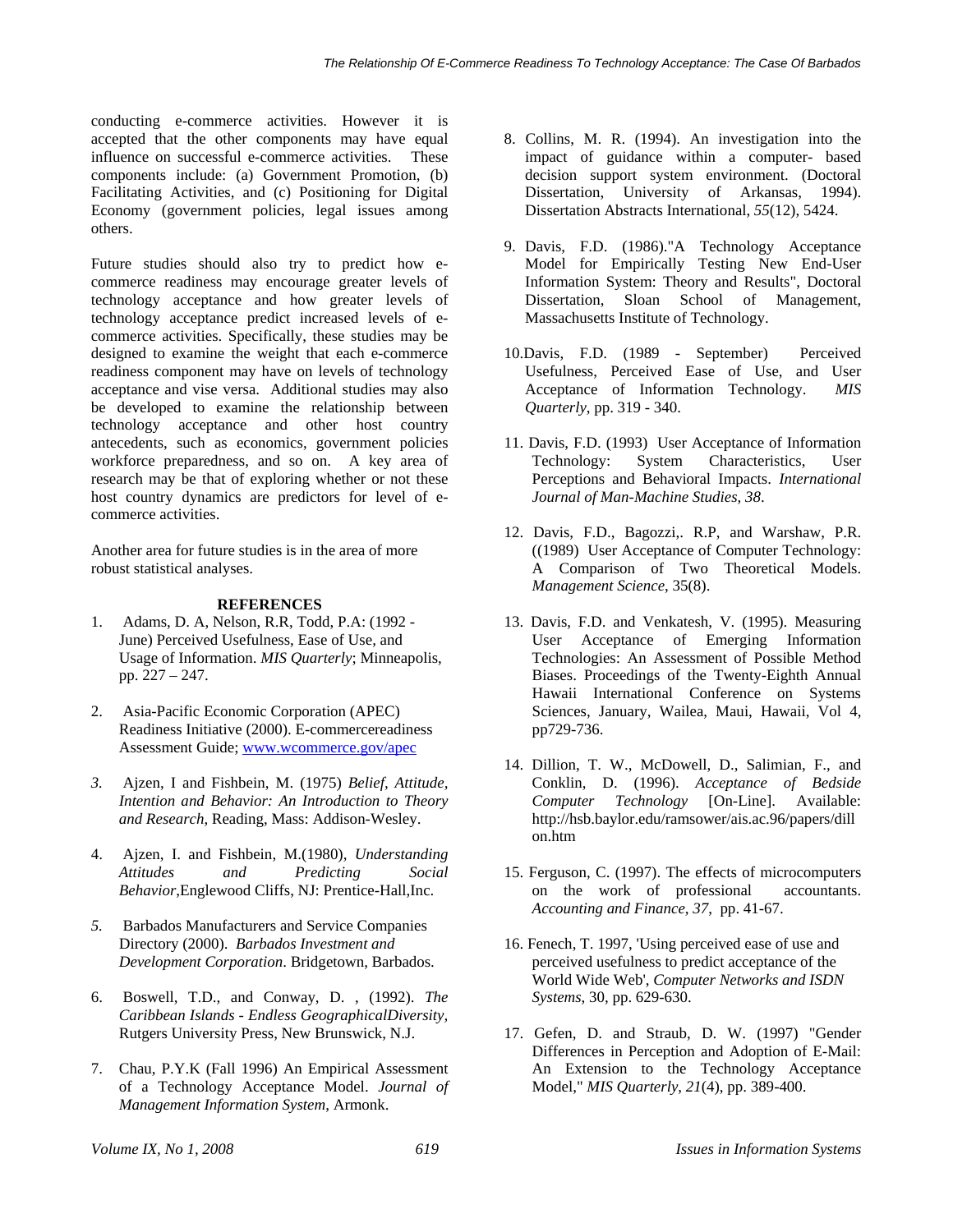conducting e-commerce activities. However it is accepted that the other components may have equal influence on successful e-commerce activities. These components include: (a) Government Promotion, (b) Facilitating Activities, and (c) Positioning for Digital Economy (government policies, legal issues among others.

Future studies should also try to predict how e-commerce readiness may encourage greater levels of technology acceptance and how greater levels of technology acceptance predict increased levels of e-commerce activities. Specifically, these studies may be designed to examine the weight that each e-commerce readiness component may have on levels of technology acceptance and vise versa. Additional studies may also be developed to examine the relationship between technology acceptance and other host country antecedents, such as economics, government policies workforce preparedness, and so on. A key area of research may be that of exploring whether or not these host country dynamics are predictors for level of e-commerce activities.

Another area for future studies is in the area of more robust statistical analyses.

## REFERENCES

1. Adams, D. A, Nelson, R.R, Todd, P.A: (1992 - June) Perceived Usefulness, Ease of Use, and Usage of Information. *MIS Quarterly*; Minneapolis, pp. 227 – 247.

2. Asia-Pacific Economic Corporation (APEC) Readiness Initiative (2000). E-commercereadiness Assessment Guide; www.wcommerce.gov/apec

3. Ajzen, I and Fishbein, M. (1975) *Belief, Attitude, Intention and Behavior: An Introduction to Theory and Research*, Reading, Mass: Addison-Wesley.

4. Ajzen, I. and Fishbein, M.(1980), *Understanding Attitudes and Predicting Social Behavior*,Englewood Cliffs, NJ: Prentice-Hall,Inc.

5. Barbados Manufacturers and Service Companies Directory (2000). *Barbados Investment and Development Corporation*. Bridgetown, Barbados.

6. Boswell, T.D., and Conway, D. , (1992). *The Caribbean Islands - Endless GeographicalDiversity*, Rutgers University Press, New Brunswick, N.J.

7. Chau, P.Y.K (Fall 1996) An Empirical Assessment of a Technology Acceptance Model. *Journal of Management Information System*, Armonk.

8. Collins, M. R. (1994). An investigation into the impact of guidance within a computer- based decision support system environment. (Doctoral Dissertation, University of Arkansas, 1994). Dissertation Abstracts International, *55*(12), 5424.

9. Davis, F.D. (1986)."A Technology Acceptance Model for Empirically Testing New End-User Information System: Theory and Results", Doctoral Dissertation, Sloan School of Management, Massachusetts Institute of Technology.

10. Davis, F.D. (1989 - September) Perceived Usefulness, Perceived Ease of Use, and User Acceptance of Information Technology. *MIS Quarterly*, pp. 319 - 340.

11. Davis, F.D. (1993) User Acceptance of Information Technology: System Characteristics, User Perceptions and Behavioral Impacts. *International Journal of Man-Machine Studies, 38*.

12. Davis, F.D., Bagozzi,. R.P, and Warshaw, P.R. ((1989) User Acceptance of Computer Technology: A Comparison of Two Theoretical Models. *Management Science*, 35(8).

13. Davis, F.D. and Venkatesh, V. (1995). Measuring User Acceptance of Emerging Information Technologies: An Assessment of Possible Method Biases. Proceedings of the Twenty-Eighth Annual Hawaii International Conference on Systems Sciences, January, Wailea, Maui, Hawaii, Vol 4, pp729-736.

14. Dillion, T. W., McDowell, D., Salimian, F., and Conklin, D. (1996). *Acceptance of Bedside Computer Technology* [On-Line]. Available: http://hsb.baylor.edu/ramsower/ais.ac.96/papers/dillon.htm

15. Ferguson, C. (1997). The effects of microcomputers on the work of professional accountants. *Accounting and Finance, 37*, pp. 41-67.

16. Fenech, T. 1997, 'Using perceived ease of use and perceived usefulness to predict acceptance of the World Wide Web', *Computer Networks and ISDN Systems*, 30, pp. 629-630.

17. Gefen, D. and Straub, D. W. (1997) "Gender Differences in Perception and Adoption of E-Mail: An Extension to the Technology Acceptance Model," *MIS Quarterly, 21*(4), pp. 389-400.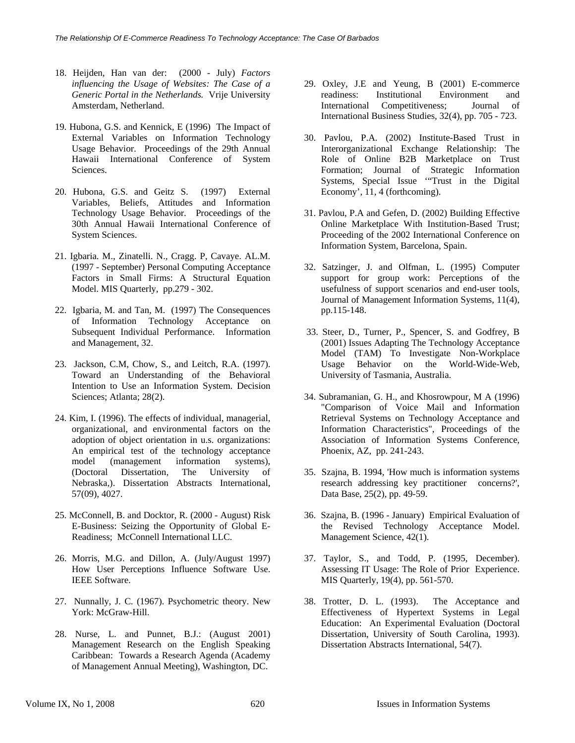18. Heijden, Han van der: (2000 - July) *Factors influencing the Usage of Websites: The Case of a Generic Portal in the Netherlands.* Vrije University Amsterdam, Netherland.

19. Hubona, G.S. and Kennick, E (1996) The Impact of External Variables on Information Technology Usage Behavior. Proceedings of the 29th Annual Hawaii International Conference of System Sciences.

20. Hubona, G.S. and Geitz S. (1997) External Variables, Beliefs, Attitudes and Information Technology Usage Behavior. Proceedings of the 30th Annual Hawaii International Conference of System Sciences.

21. Igbaria. M., Zinatelli. N., Cragg. P, Cavaye. AL.M. (1997 - September) Personal Computing Acceptance Factors in Small Firms: A Structural Equation Model. MIS Quarterly, pp.279 - 302.

22. Igbaria, M. and Tan, M. (1997) The Consequences of Information Technology Acceptance on Subsequent Individual Performance. Information and Management, 32.

23. Jackson, C.M, Chow, S., and Leitch, R.A. (1997). Toward an Understanding of the Behavioral Intention to Use an Information System. Decision Sciences; Atlanta; 28(2).

24. Kim, I. (1996). The effects of individual, managerial, organizational, and environmental factors on the adoption of object orientation in u.s. organizations: An empirical test of the technology acceptance model (management information systems), (Doctoral Dissertation, The University of Nebraska,). Dissertation Abstracts International, 57(09), 4027.

25. McConnell, B. and Docktor, R. (2000 - August) Risk E-Business: Seizing the Opportunity of Global E-Readiness; McConnell International LLC.

26. Morris, M.G. and Dillon, A. (July/August 1997) How User Perceptions Influence Software Use. IEEE Software.

27. Nunnally, J. C. (1967). Psychometric theory. New York: McGraw-Hill.

28. Nurse, L. and Punnet, B.J.: (August 2001) Management Research on the English Speaking Caribbean: Towards a Research Agenda (Academy of Management Annual Meeting), Washington, DC.

29. Oxley, J.E and Yeung, B (2001) E-commerce readiness: Institutional Environment and International Competitiveness; Journal of International Business Studies, 32(4), pp. 705 - 723.

30. Pavlou, P.A. (2002) Institute-Based Trust in Interorganizational Exchange Relationship: The Role of Online B2B Marketplace on Trust Formation; Journal of Strategic Information Systems, Special Issue '"Trust in the Digital Economy', 11, 4 (forthcoming).

31. Pavlou, P.A and Gefen, D. (2002) Building Effective Online Marketplace With Institution-Based Trust; Proceeding of the 2002 International Conference on Information System, Barcelona, Spain.

32. Satzinger, J. and Olfman, L. (1995) Computer support for group work: Perceptions of the usefulness of support scenarios and end-user tools, Journal of Management Information Systems, 11(4), pp.115-148.

33. Steer, D., Turner, P., Spencer, S. and Godfrey, B (2001) Issues Adapting The Technology Acceptance Model (TAM) To Investigate Non-Workplace Usage Behavior on the World-Wide-Web, University of Tasmania, Australia.

34. Subramanian, G. H., and Khosrowpour, M A (1996) "Comparison of Voice Mail and Information Retrieval Systems on Technology Acceptance and Information Characteristics", Proceedings of the Association of Information Systems Conference, Phoenix, AZ, pp. 241-243.

35. Szajna, B. 1994, 'How much is information systems research addressing key practitioner concerns?', Data Base, 25(2), pp. 49-59.

36. Szajna, B. (1996 - January) Empirical Evaluation of the Revised Technology Acceptance Model. Management Science, 42(1).

37. Taylor, S., and Todd, P. (1995, December). Assessing IT Usage: The Role of Prior Experience. MIS Quarterly, 19(4), pp. 561-570.

38. Trotter, D. L. (1993). The Acceptance and Effectiveness of Hypertext Systems in Legal Education: An Experimental Evaluation (Doctoral Dissertation, University of South Carolina, 1993). Dissertation Abstracts International, 54(7).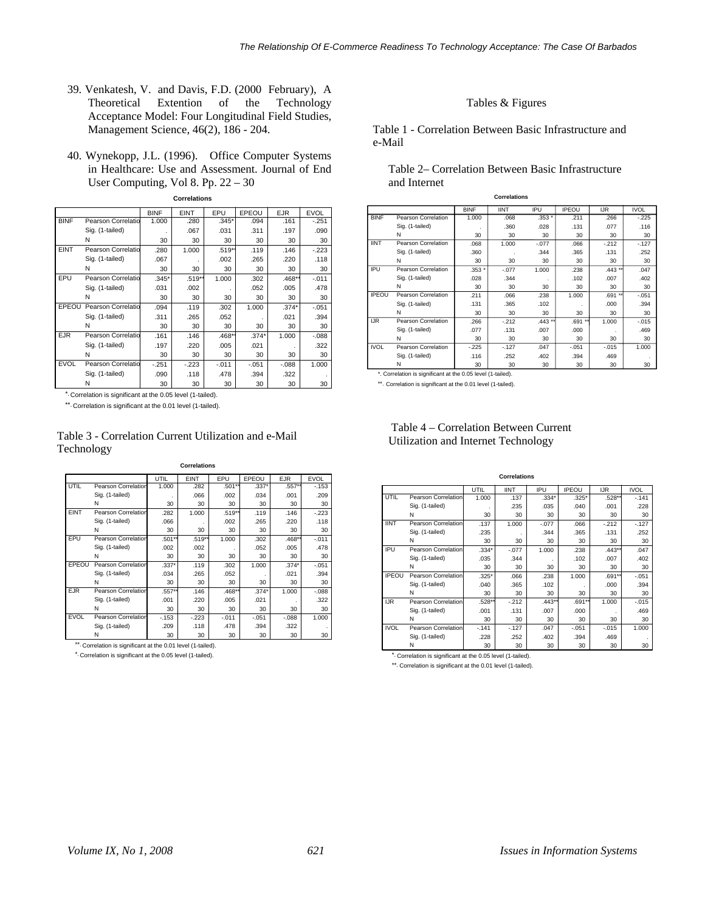39. Venkatesh, V. and Davis, F.D. (2000 February), A Theoretical Extention of the Technology Acceptance Model: Four Longitudinal Field Studies, Management Science, 46(2), 186 - 204.

40. Wynekopp, J.L. (1996). Office Computer Systems in Healthcare: Use and Assessment. Journal of End User Computing, Vol 8. Pp. 22 – 30

**Correlations**

| | | BINF | EINT | EPU | EPEOU | EJR | EVOL |
|---|---|---|---|---|---|---|---|
| BINF | Pearson Correlatio | 1.000 | .280 | .345* | .094 | .161 | -.251 |
| | Sig. (1-tailed) | . | .067 | .031 | .311 | .197 | .090 |
| | N | 30 | 30 | 30 | 30 | 30 | 30 |
| EINT | Pearson Correlatio | .280 | 1.000 | .519** | .119 | .146 | -.223 |
| | Sig. (1-tailed) | .067 | . | .002 | .265 | .220 | .118 |
| | N | 30 | 30 | 30 | 30 | 30 | 30 |
| EPU | Pearson Correlatio | .345* | .519** | 1.000 | .302 | .468** | -.011 |
| | Sig. (1-tailed) | .031 | .002 | . | .052 | .005 | .478 |
| | N | 30 | 30 | 30 | 30 | 30 | 30 |
| EPEOU | Pearson Correlatio | .094 | .119 | .302 | 1.000 | .374* | -.051 |
| | Sig. (1-tailed) | .311 | .265 | .052 | . | .021 | .394 |
| | N | 30 | 30 | 30 | 30 | 30 | 30 |
| EJR | Pearson Correlatio | .161 | .146 | .468** | .374* | 1.000 | -.088 |
| | Sig. (1-tailed) | .197 | .220 | .005 | .021 | . | .322 |
| | N | 30 | 30 | 30 | 30 | 30 | 30 |
| EVOL | Pearson Correlatio | -.251 | -.223 | -.011 | -.051 | -.088 | 1.000 |
| | Sig. (1-tailed) | .090 | .118 | .478 | .394 | .322 | . |
| | N | 30 | 30 | 30 | 30 | 30 | 30 |

*. Correlation is significant at the 0.05 level (1-tailed).

**. Correlation is significant at the 0.01 level (1-tailed).

Table 3 - Correlation Current Utilization and e-Mail Technology

**Correlations**

| | | UTIL | EINT | EPU | EPEOU | EJR | EVOL |
|---|---|---|---|---|---|---|---|
| UTIL | Pearson Correlation | 1.000 | .282 | .501** | .337* | .557** | -.153 |
| | Sig. (1-tailed) | . | .066 | .002 | .034 | .001 | .209 |
| | N | 30 | 30 | 30 | 30 | 30 | 30 |
| EINT | Pearson Correlation | .282 | 1.000 | .519** | .119 | .146 | -.223 |
| | Sig. (1-tailed) | .066 | . | .002 | .265 | .220 | .118 |
| | N | 30 | 30 | 30 | 30 | 30 | 30 |
| EPU | Pearson Correlation | .501** | .519** | 1.000 | .302 | .468** | -.011 |
| | Sig. (1-tailed) | .002 | .002 | . | .052 | .005 | .478 |
| | N | 30 | 30 | 30 | 30 | 30 | 30 |
| EPEOU | Pearson Correlation | .337* | .119 | .302 | 1.000 | .374* | -.051 |
| | Sig. (1-tailed) | .034 | .265 | .052 | . | .021 | .394 |
| | N | 30 | 30 | 30 | 30 | 30 | 30 |
| EJR | Pearson Correlation | .557** | .146 | .468** | .374* | 1.000 | -.088 |
| | Sig. (1-tailed) | .001 | .220 | .005 | .021 | . | .322 |
| | N | 30 | 30 | 30 | 30 | 30 | 30 |
| EVOL | Pearson Correlation | -.153 | -.223 | -.011 | -.051 | -.088 | 1.000 |
| | Sig. (1-tailed) | .209 | .118 | .478 | .394 | .322 | . |
| | N | 30 | 30 | 30 | 30 | 30 | 30 |

**. Correlation is significant at the 0.01 level (1-tailed).

*. Correlation is significant at the 0.05 level (1-tailed).

Tables & Figures

Table 1 - Correlation Between Basic Infrastructure and e-Mail

Table 2– Correlation Between Basic Infrastructure and Internet

**Correlations**

| | | BINF | IINT | IPU | IPEOU | IJR | IVOL |
|---|---|---|---|---|---|---|---|
| BINF | Pearson Correlation | 1.000 | .068 | .353 * | .211 | .266 | -.225 |
| | Sig. (1-tailed) | . | .360 | .028 | .131 | .077 | .116 |
| | N | 30 | 30 | 30 | 30 | 30 | 30 |
| IINT | Pearson Correlation | .068 | 1.000 | -.077 | .066 | -.212 | -.127 |
| | Sig. (1-tailed) | .360 | . | .344 | .365 | .131 | .252 |
| | N | 30 | 30 | 30 | 30 | 30 | 30 |
| IPU | Pearson Correlation | .353 * | -.077 | 1.000 | .238 | .443 ** | .047 |
| | Sig. (1-tailed) | .028 | .344 | . | .102 | .007 | .402 |
| | N | 30 | 30 | 30 | 30 | 30 | 30 |
| IPEOU | Pearson Correlation | .211 | .066 | .238 | 1.000 | .691 ** | -.051 |
| | Sig. (1-tailed) | .131 | .365 | .102 | . | .000 | .394 |
| | N | 30 | 30 | 30 | 30 | 30 | 30 |
| IJR | Pearson Correlation | .266 | -.212 | .443 ** | .691 ** | 1.000 | -.015 |
| | Sig. (1-tailed) | .077 | .131 | .007 | .000 | . | .469 |
| | N | 30 | 30 | 30 | 30 | 30 | 30 |
| IVOL | Pearson Correlation | -.225 | -.127 | .047 | -.051 | -.015 | 1.000 |
| | Sig. (1-tailed) | .116 | .252 | .402 | .394 | .469 | . |
| | N | 30 | 30 | 30 | 30 | 30 | 30 |

*. Correlation is significant at the 0.05 level (1-tailed).

**. Correlation is significant at the 0.01 level (1-tailed).

Table 4 – Correlation Between Current Utilization and Internet Technology

**Correlations**

| | | UTIL | IINT | IPU | IPEOU | IJR | IVOL |
|---|---|---|---|---|---|---|---|
| UTIL | Pearson Correlation | 1.000 | .137 | .334* | .325* | .528** | -.141 |
| | Sig. (1-tailed) | . | .235 | .035 | .040 | .001 | .228 |
| | N | 30 | 30 | 30 | 30 | 30 | 30 |
| IINT | Pearson Correlation | .137 | 1.000 | -.077 | .066 | -.212 | -.127 |
| | Sig. (1-tailed) | .235 | . | .344 | .365 | .131 | .252 |
| | N | 30 | 30 | 30 | 30 | 30 | 30 |
| IPU | Pearson Correlation | .334* | -.077 | 1.000 | .238 | .443** | .047 |
| | Sig. (1-tailed) | .035 | .344 | . | .102 | .007 | .402 |
| | N | 30 | 30 | 30 | 30 | 30 | 30 |
| IPEOU | Pearson Correlation | .325* | .066 | .238 | 1.000 | .691** | -.051 |
| | Sig. (1-tailed) | .040 | .365 | .102 | . | .000 | .394 |
| | N | 30 | 30 | 30 | 30 | 30 | 30 |
| IJR | Pearson Correlation | .528** | -.212 | .443** | .691** | 1.000 | -.015 |
| | Sig. (1-tailed) | .001 | .131 | .007 | .000 | . | .469 |
| | N | 30 | 30 | 30 | 30 | 30 | 30 |
| IVOL | Pearson Correlation | -.141 | -.127 | .047 | -.051 | -.015 | 1.000 |
| | Sig. (1-tailed) | .228 | .252 | .402 | .394 | .469 | . |
| | N | 30 | 30 | 30 | 30 | 30 | 30 |

*. Correlation is significant at the 0.05 level (1-tailed).

**. Correlation is significant at the 0.01 level (1-tailed).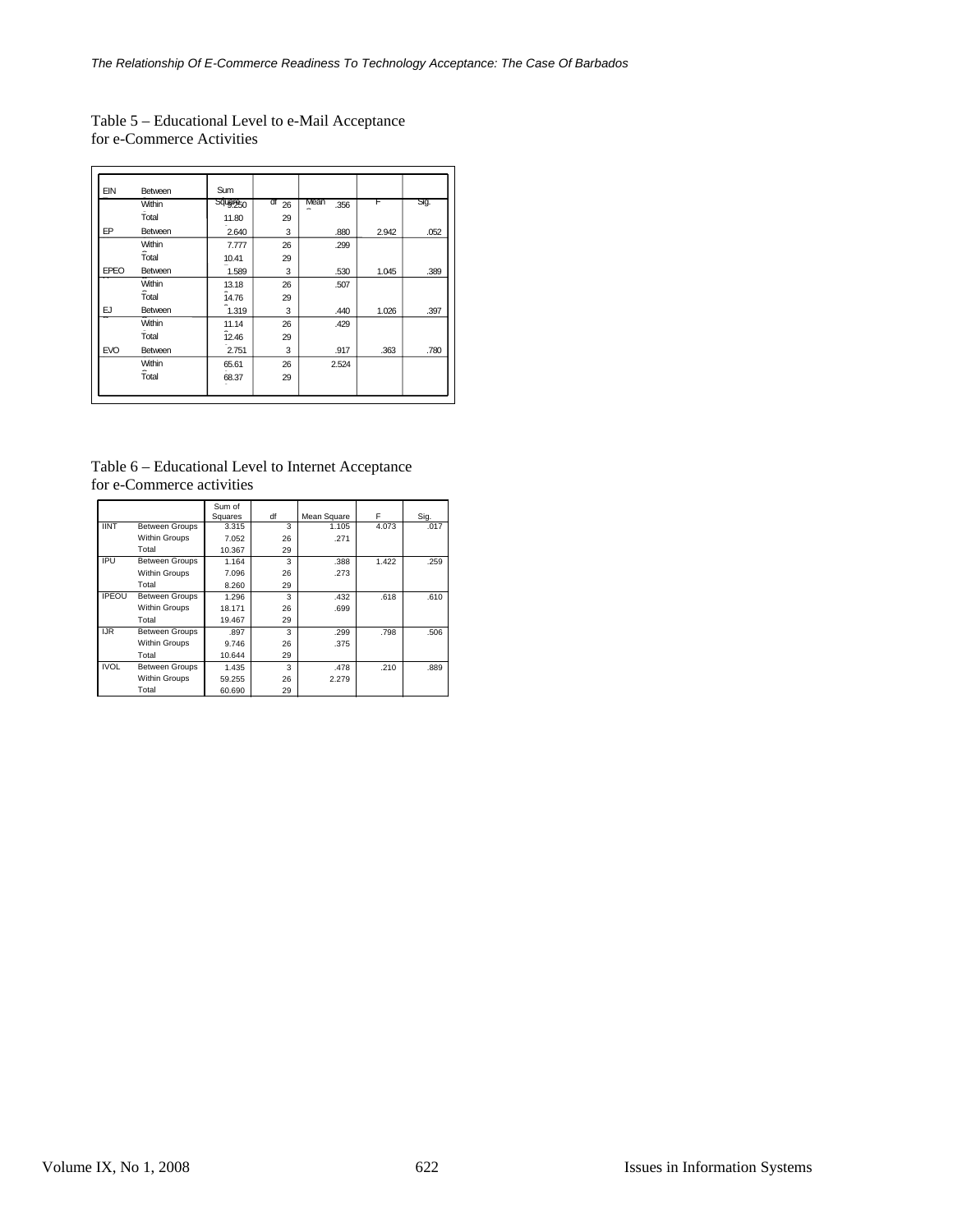Table 5 – Educational Level to e-Mail Acceptance for e-Commerce Activities

| | | Sum Squares | df | Mean | F | Sig. |
|---|---|---|---|---|---|---|
| EIN | Between | | | | | |
| | Within | 9.250 | 26 | .356 | | |
| | Total | 11.80 | 29 | | | |
| EP | Between | 2.640 | 3 | .880 | 2.942 | .052 |
| | Within | 7.777 | 26 | .299 | | |
| | Total | 10.41 | 29 | | | |
| EPEO | Between | 1.589 | 3 | .530 | 1.045 | .389 |
| | Within | 13.18 | 26 | .507 | | |
| | Total | 14.76 | 29 | | | |
| EJ | Between | 1.319 | 3 | .440 | 1.026 | .397 |
| | Within | 11.14 | 26 | .429 | | |
| | Total | 12.46 | 29 | | | |
| EVO | Between | 2.751 | 3 | .917 | .363 | .780 |
| | Within | 65.61 | 26 | 2.524 | | |
| | Total | 68.37 | 29 | | | |

Table 6 – Educational Level to Internet Acceptance for e-Commerce activities

| | | Sum of Squares | df | Mean Square | F | Sig. |
|---|---|---|---|---|---|---|
| IINT | Between Groups | 3.315 | 3 | 1.105 | 4.073 | .017 |
| | Within Groups | 7.052 | 26 | .271 | | |
| | Total | 10.367 | 29 | | | |
| IPU | Between Groups | 1.164 | 3 | .388 | 1.422 | .259 |
| | Within Groups | 7.096 | 26 | .273 | | |
| | Total | 8.260 | 29 | | | |
| IPEOU | Between Groups | 1.296 | 3 | .432 | .618 | .610 |
| | Within Groups | 18.171 | 26 | .699 | | |
| | Total | 19.467 | 29 | | | |
| IJR | Between Groups | .897 | 3 | .299 | .798 | .506 |
| | Within Groups | 9.746 | 26 | .375 | | |
| | Total | 10.644 | 29 | | | |
| IVOL | Between Groups | 1.435 | 3 | .478 | .210 | .889 |
| | Within Groups | 59.255 | 26 | 2.279 | | |
| | Total | 60.690 | 29 | | | |